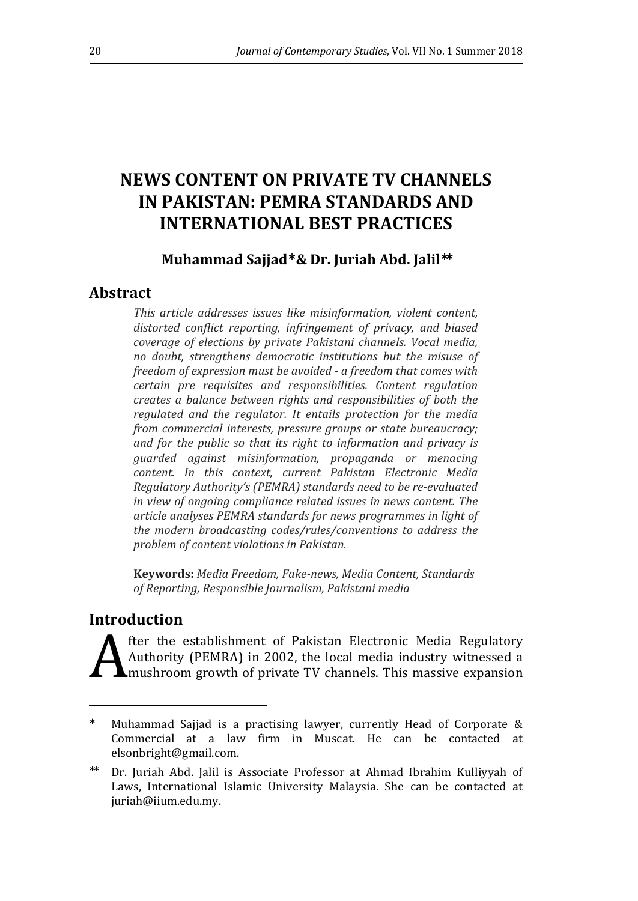# NEWS CONTENT ON PRIVATE TV CHANNELS IN PAKISTAN: PEMRA STANDARDS AND INTERNATIONAL BEST PRACTICES

**Muhammad Sajjad\*& Dr. Juriah Abd. Jalil\*\***

## Abstract

*This article addresses issues like misinformation, violent content, distorted conflict reporting, infringement of privacy, and biased coverage of elections by private Pakistani channels. Vocal media, no doubt, strengthens democratic institutions but the misuse of freedom of expression must be avoided - a freedom that comes with certain pre requisites and responsibilities. Content regulation creates a balance between rights and responsibilities of both the regulated and the regulator. It entails protection for the media from commercial interests, pressure groups or state bureaucracy; and for the public so that its right to information and privacy is guarded against misinformation, propaganda or menacing content. In this context, current Pakistan Electronic Media Regulatory Authority's (PEMRA) standards need to be re-evaluated in view of ongoing compliance related issues in news content. The article analyses PEMRA standards for news programmes in light of the modern broadcasting codes/rules/conventions to address the problem of content violations in Pakistan.*

**Keywords:** *Media Freedom, Fake-news, Media Content, Standards of Reporting, Responsible Journalism, Pakistani media*

## Introduction

After the establishment of Pakistan Electronic Media Regulatory Authority (PEMRA) in 2002, the local media industry witnessed a mushroom growth of private TV channels. This massive expansion

---

\* Muhammad Sajjad is a practising lawyer, currently Head of Corporate & Commercial at a law firm in Muscat. He can be contacted at elsonbright@gmail.com.

\*\* Dr. Juriah Abd. Jalil is Associate Professor at Ahmad Ibrahim Kulliyyah of Laws, International Islamic University Malaysia. She can be contacted at juriah@iium.edu.my.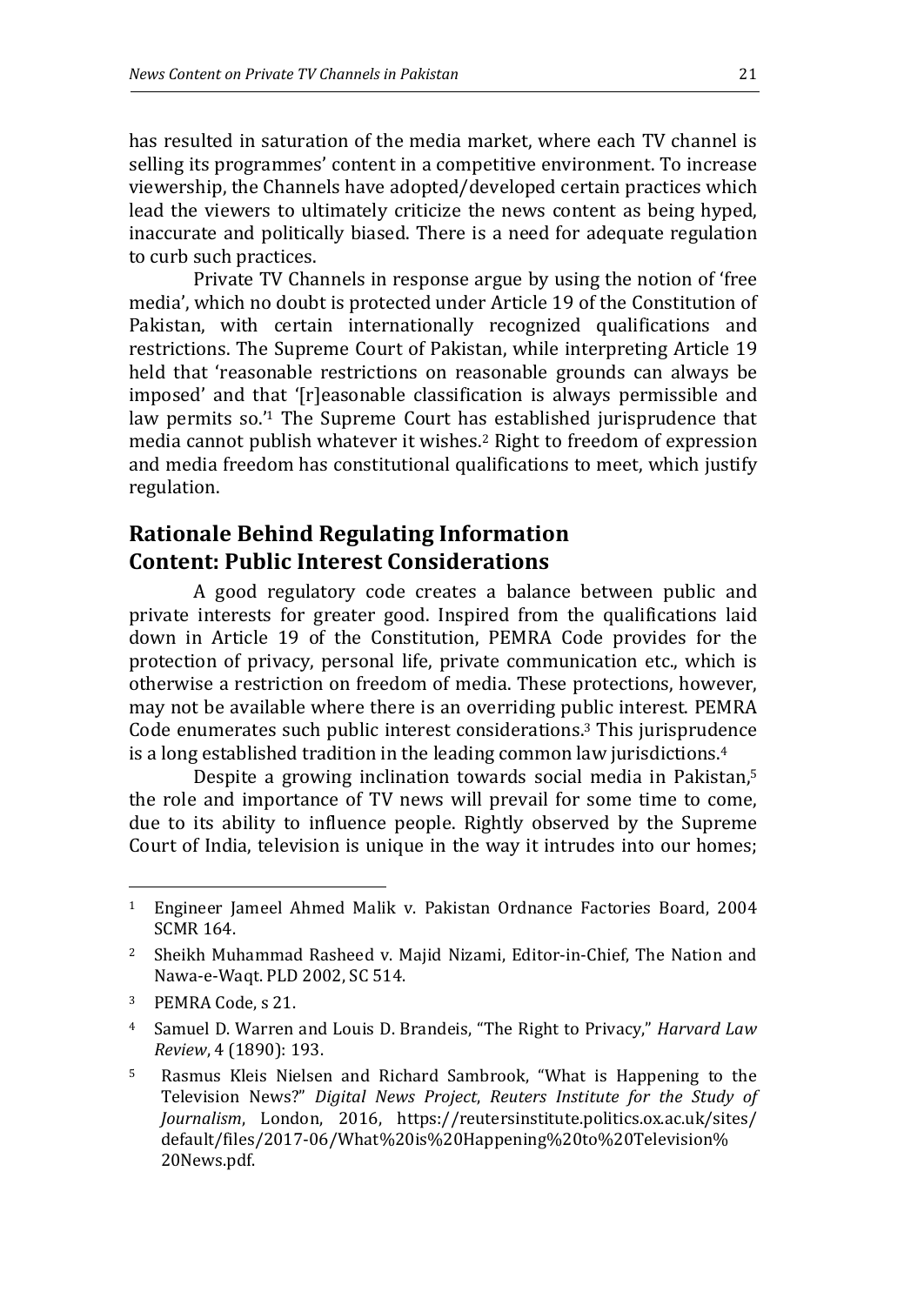has resulted in saturation of the media market, where each TV channel is selling its programmes' content in a competitive environment. To increase viewership, the Channels have adopted/developed certain practices which lead the viewers to ultimately criticize the news content as being hyped, inaccurate and politically biased. There is a need for adequate regulation to curb such practices.

Private TV Channels in response argue by using the notion of 'free media', which no doubt is protected under Article 19 of the Constitution of Pakistan, with certain internationally recognized qualifications and restrictions. The Supreme Court of Pakistan, while interpreting Article 19 held that 'reasonable restrictions on reasonable grounds can always be imposed' and that '[r]easonable classification is always permissible and law permits so.'[1] The Supreme Court has established jurisprudence that media cannot publish whatever it wishes.[2] Right to freedom of expression and media freedom has constitutional qualifications to meet, which justify regulation.

## Rationale Behind Regulating Information Content: Public Interest Considerations

A good regulatory code creates a balance between public and private interests for greater good. Inspired from the qualifications laid down in Article 19 of the Constitution, PEMRA Code provides for the protection of privacy, personal life, private communication etc., which is otherwise a restriction on freedom of media. These protections, however, may not be available where there is an overriding public interest. PEMRA Code enumerates such public interest considerations.[3] This jurisprudence is a long established tradition in the leading common law jurisdictions.[4]

Despite a growing inclination towards social media in Pakistan,[5] the role and importance of TV news will prevail for some time to come, due to its ability to influence people. Rightly observed by the Supreme Court of India, television is unique in the way it intrudes into our homes;

---

[1] Engineer Jameel Ahmed Malik v. Pakistan Ordnance Factories Board, 2004 SCMR 164.

[2] Sheikh Muhammad Rasheed v. Majid Nizami, Editor-in-Chief, The Nation and Nawa-e-Waqt. PLD 2002, SC 514.

[3] PEMRA Code, s 21.

[4] Samuel D. Warren and Louis D. Brandeis, "The Right to Privacy," *Harvard Law Review*, 4 (1890): 193.

[5] Rasmus Kleis Nielsen and Richard Sambrook, "What is Happening to the Television News?" *Digital News Project*, *Reuters Institute for the Study of Journalism*, London, 2016, https://reutersinstitute.politics.ox.ac.uk/sites/default/files/2017-06/What%20is%20Happening%20to%20Television%20News.pdf.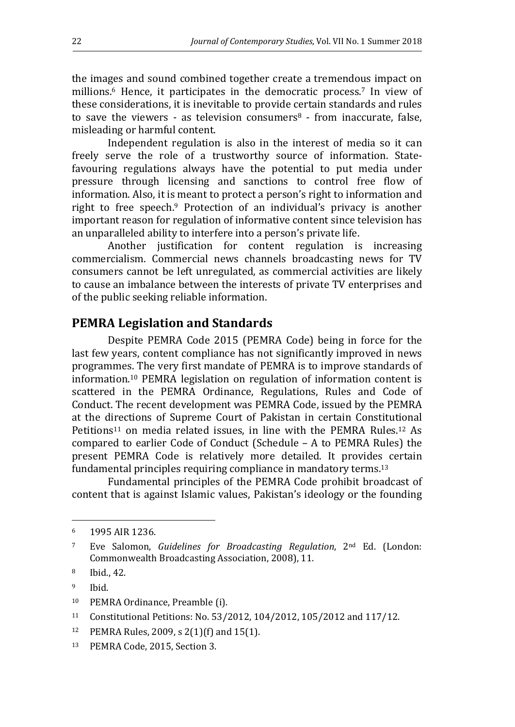the images and sound combined together create a tremendous impact on millions.[6] Hence, it participates in the democratic process.[7] In view of these considerations, it is inevitable to provide certain standards and rules to save the viewers - as television consumers[8] - from inaccurate, false, misleading or harmful content.

Independent regulation is also in the interest of media so it can freely serve the role of a trustworthy source of information. State-favouring regulations always have the potential to put media under pressure through licensing and sanctions to control free flow of information. Also, it is meant to protect a person's right to information and right to free speech.[9] Protection of an individual's privacy is another important reason for regulation of informative content since television has an unparalleled ability to interfere into a person's private life.

Another justification for content regulation is increasing commercialism. Commercial news channels broadcasting news for TV consumers cannot be left unregulated, as commercial activities are likely to cause an imbalance between the interests of private TV enterprises and of the public seeking reliable information.

## PEMRA Legislation and Standards

Despite PEMRA Code 2015 (PEMRA Code) being in force for the last few years, content compliance has not significantly improved in news programmes. The very first mandate of PEMRA is to improve standards of information.[10] PEMRA legislation on regulation of information content is scattered in the PEMRA Ordinance, Regulations, Rules and Code of Conduct. The recent development was PEMRA Code, issued by the PEMRA at the directions of Supreme Court of Pakistan in certain Constitutional Petitions[11] on media related issues, in line with the PEMRA Rules.[12] As compared to earlier Code of Conduct (Schedule – A to PEMRA Rules) the present PEMRA Code is relatively more detailed. It provides certain fundamental principles requiring compliance in mandatory terms.[13]

Fundamental principles of the PEMRA Code prohibit broadcast of content that is against Islamic values, Pakistan's ideology or the founding

---

6 1995 AIR 1236.

7 Eve Salomon, *Guidelines for Broadcasting Regulation*, 2nd Ed. (London: Commonwealth Broadcasting Association, 2008), 11.

8 Ibid., 42.

9 Ibid.

10 PEMRA Ordinance, Preamble (i).

11 Constitutional Petitions: No. 53/2012, 104/2012, 105/2012 and 117/12.

12 PEMRA Rules, 2009, s 2(1)(f) and 15(1).

13 PEMRA Code, 2015, Section 3.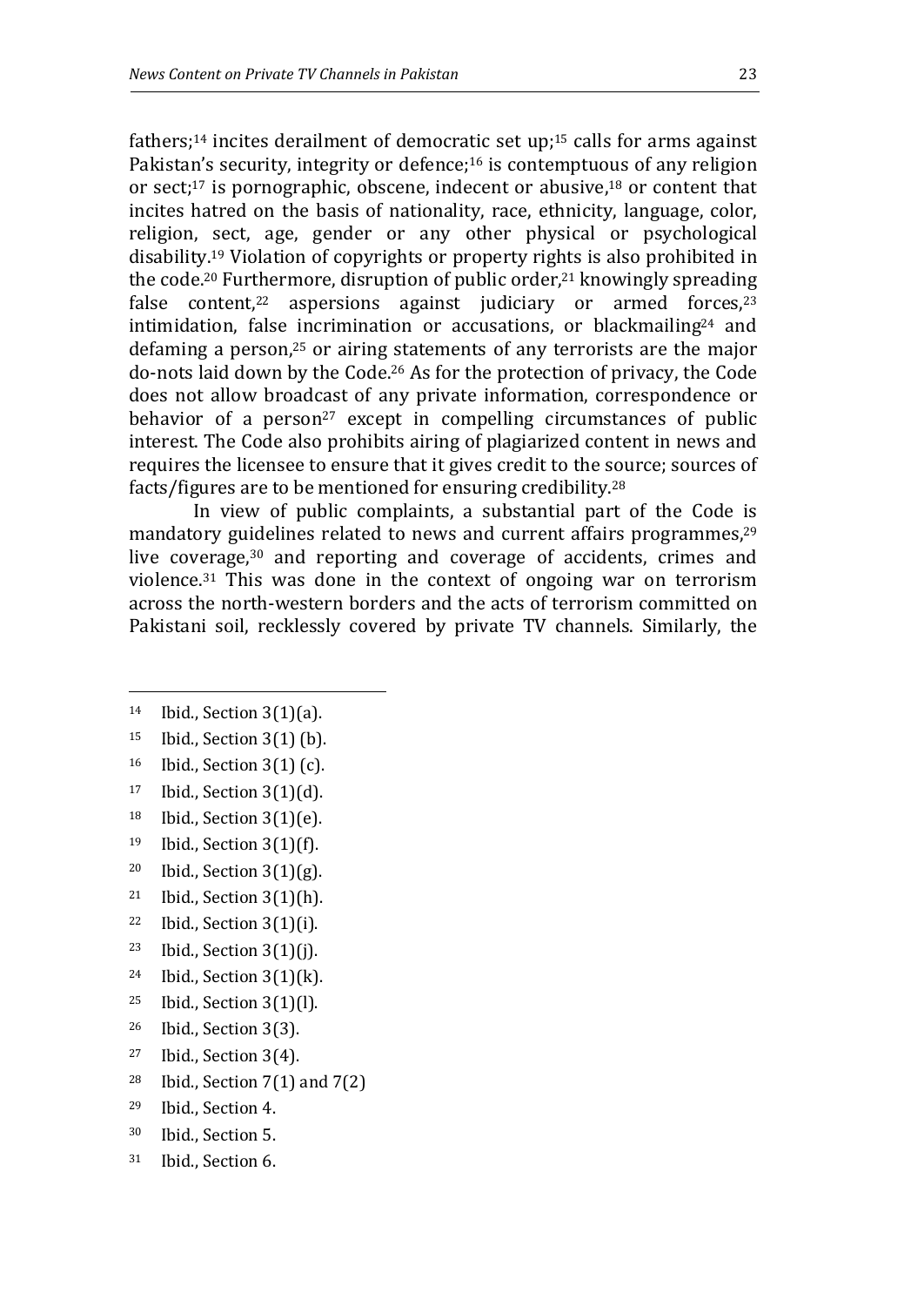fathers;[14] incites derailment of democratic set up;[15] calls for arms against Pakistan's security, integrity or defence;[16] is contemptuous of any religion or sect;[17] is pornographic, obscene, indecent or abusive,[18] or content that incites hatred on the basis of nationality, race, ethnicity, language, color, religion, sect, age, gender or any other physical or psychological disability.[19] Violation of copyrights or property rights is also prohibited in the code.[20] Furthermore, disruption of public order,[21] knowingly spreading false content,[22] aspersions against judiciary or armed forces,[23] intimidation, false incrimination or accusations, or blackmailing[24] and defaming a person,[25] or airing statements of any terrorists are the major do-nots laid down by the Code.[26] As for the protection of privacy, the Code does not allow broadcast of any private information, correspondence or behavior of a person[27] except in compelling circumstances of public interest. The Code also prohibits airing of plagiarized content in news and requires the licensee to ensure that it gives credit to the source; sources of facts/figures are to be mentioned for ensuring credibility.[28]

In view of public complaints, a substantial part of the Code is mandatory guidelines related to news and current affairs programmes,[29] live coverage,[30] and reporting and coverage of accidents, crimes and violence.[31] This was done in the context of ongoing war on terrorism across the north-western borders and the acts of terrorism committed on Pakistani soil, recklessly covered by private TV channels. Similarly, the

---

[14] Ibid., Section 3(1)(a).

[15] Ibid., Section 3(1) (b).

[16] Ibid., Section 3(1) (c).

[17] Ibid., Section 3(1)(d).

[18] Ibid., Section 3(1)(e).

[19] Ibid., Section 3(1)(f).

[20] Ibid., Section 3(1)(g).

[21] Ibid., Section 3(1)(h).

[22] Ibid., Section 3(1)(i).

[23] Ibid., Section 3(1)(j).

[24] Ibid., Section 3(1)(k).

[25] Ibid., Section 3(1)(l).

[26] Ibid., Section 3(3).

[27] Ibid., Section 3(4).

[28] Ibid., Section 7(1) and 7(2)

[29] Ibid., Section 4.

[30] Ibid., Section 5.

[31] Ibid., Section 6.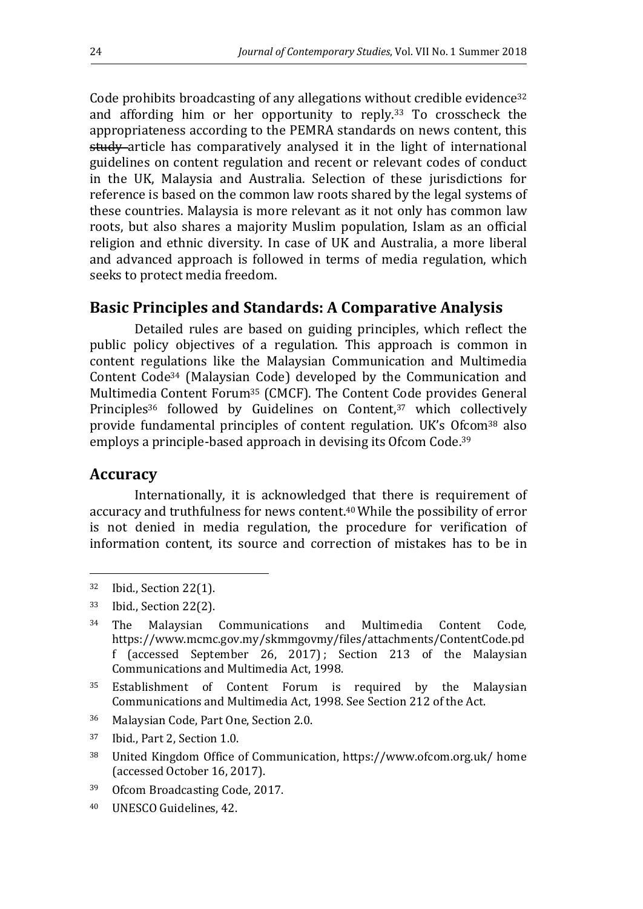Code prohibits broadcasting of any allegations without credible evidence[32] and affording him or her opportunity to reply.[33] To crosscheck the appropriateness according to the PEMRA standards on news content, this ~~study~~ article has comparatively analysed it in the light of international guidelines on content regulation and recent or relevant codes of conduct in the UK, Malaysia and Australia. Selection of these jurisdictions for reference is based on the common law roots shared by the legal systems of these countries. Malaysia is more relevant as it not only has common law roots, but also shares a majority Muslim population, Islam as an official religion and ethnic diversity. In case of UK and Australia, a more liberal and advanced approach is followed in terms of media regulation, which seeks to protect media freedom.

## Basic Principles and Standards: A Comparative Analysis

Detailed rules are based on guiding principles, which reflect the public policy objectives of a regulation. This approach is common in content regulations like the Malaysian Communication and Multimedia Content Code[34] (Malaysian Code) developed by the Communication and Multimedia Content Forum[35] (CMCF). The Content Code provides General Principles[36] followed by Guidelines on Content,[37] which collectively provide fundamental principles of content regulation. UK's Ofcom[38] also employs a principle-based approach in devising its Ofcom Code.[39]

## Accuracy

Internationally, it is acknowledged that there is requirement of accuracy and truthfulness for news content.[40] While the possibility of error is not denied in media regulation, the procedure for verification of information content, its source and correction of mistakes has to be in

---

[32] Ibid., Section 22(1).

[33] Ibid., Section 22(2).

[34] The Malaysian Communications and Multimedia Content Code, https://www.mcmc.gov.my/skmmgovmy/files/attachments/ContentCode.pdf (accessed September 26, 2017) ; Section 213 of the Malaysian Communications and Multimedia Act, 1998.

[35] Establishment of Content Forum is required by the Malaysian Communications and Multimedia Act, 1998. See Section 212 of the Act.

[36] Malaysian Code, Part One, Section 2.0.

[37] Ibid., Part 2, Section 1.0.

[38] United Kingdom Office of Communication, https://www.ofcom.org.uk/ home (accessed October 16, 2017).

[39] Ofcom Broadcasting Code, 2017.

[40] UNESCO Guidelines, 42.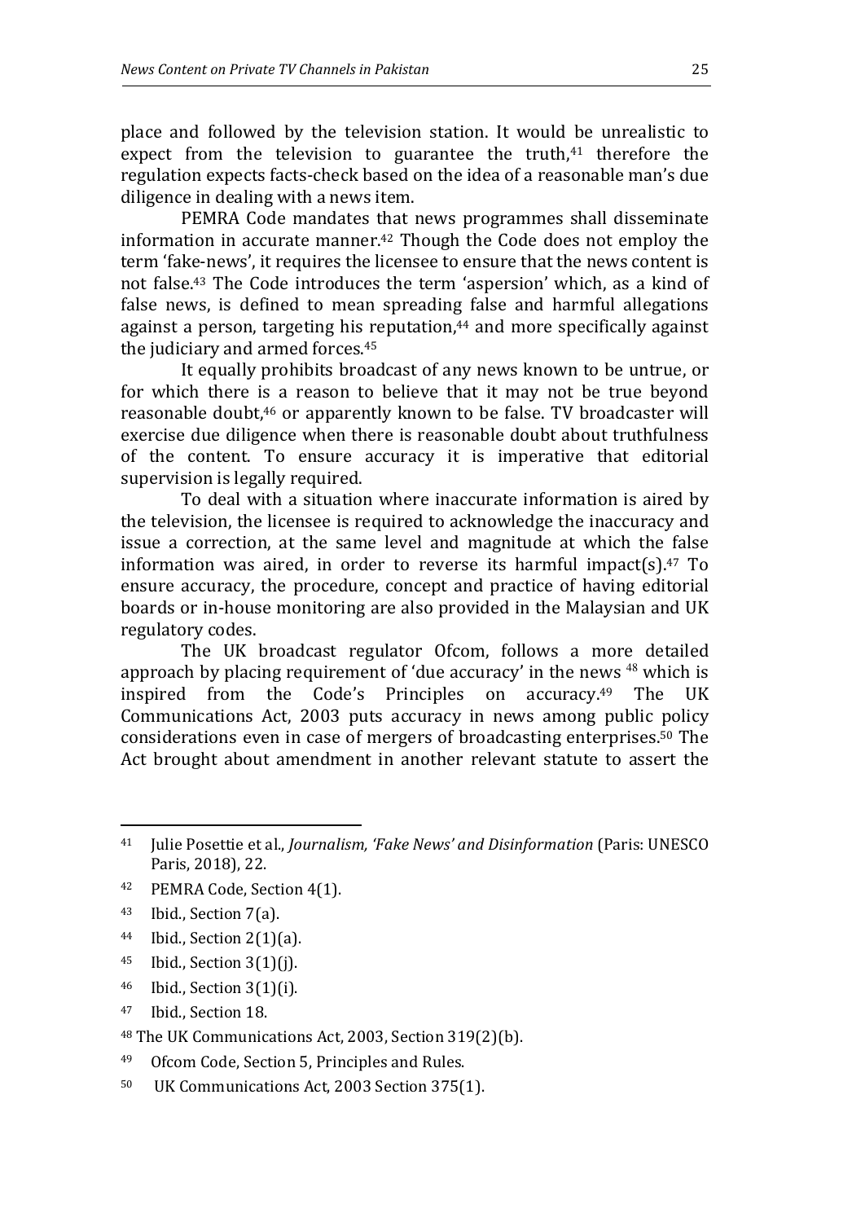place and followed by the television station. It would be unrealistic to expect from the television to guarantee the truth,[41] therefore the regulation expects facts-check based on the idea of a reasonable man's due diligence in dealing with a news item.

PEMRA Code mandates that news programmes shall disseminate information in accurate manner.[42] Though the Code does not employ the term 'fake-news', it requires the licensee to ensure that the news content is not false.[43] The Code introduces the term 'aspersion' which, as a kind of false news, is defined to mean spreading false and harmful allegations against a person, targeting his reputation,[44] and more specifically against the judiciary and armed forces.[45]

It equally prohibits broadcast of any news known to be untrue, or for which there is a reason to believe that it may not be true beyond reasonable doubt,[46] or apparently known to be false. TV broadcaster will exercise due diligence when there is reasonable doubt about truthfulness of the content. To ensure accuracy it is imperative that editorial supervision is legally required.

To deal with a situation where inaccurate information is aired by the television, the licensee is required to acknowledge the inaccuracy and issue a correction, at the same level and magnitude at which the false information was aired, in order to reverse its harmful impact(s).[47] To ensure accuracy, the procedure, concept and practice of having editorial boards or in-house monitoring are also provided in the Malaysian and UK regulatory codes.

The UK broadcast regulator Ofcom, follows a more detailed approach by placing requirement of 'due accuracy' in the news [48] which is inspired from the Code's Principles on accuracy.[49] The UK Communications Act, 2003 puts accuracy in news among public policy considerations even in case of mergers of broadcasting enterprises.[50] The Act brought about amendment in another relevant statute to assert the

---

[41] Julie Posettie et al., *Journalism, 'Fake News' and Disinformation* (Paris: UNESCO Paris, 2018), 22.

[42] PEMRA Code, Section 4(1).

[43] Ibid., Section 7(a).

[44] Ibid., Section 2(1)(a).

[45] Ibid., Section 3(1)(j).

[46] Ibid., Section 3(1)(i).

[47] Ibid., Section 18.

[48] The UK Communications Act, 2003, Section 319(2)(b).

[49] Ofcom Code, Section 5, Principles and Rules.

[50] UK Communications Act, 2003 Section 375(1).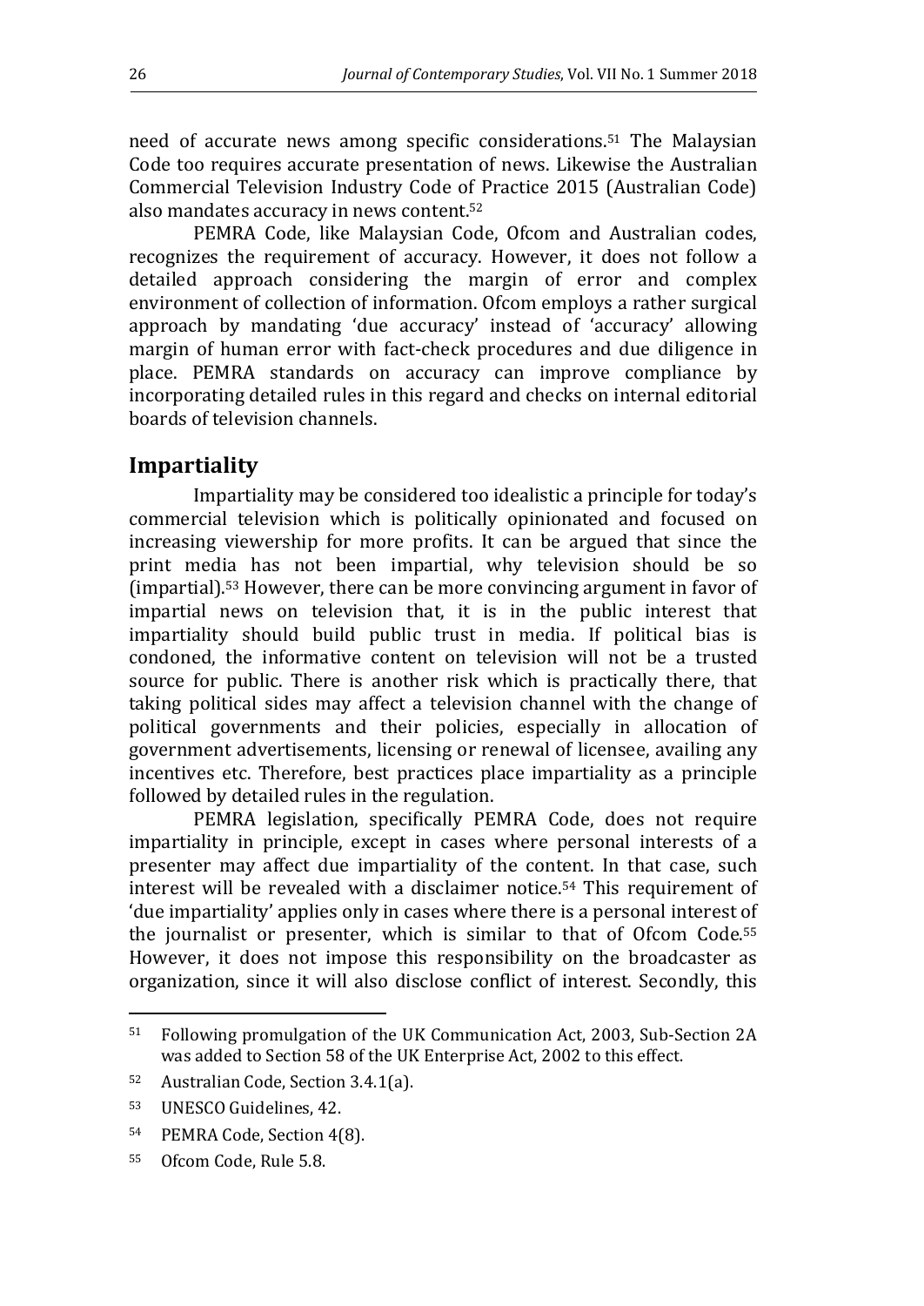need of accurate news among specific considerations.[51] The Malaysian Code too requires accurate presentation of news. Likewise the Australian Commercial Television Industry Code of Practice 2015 (Australian Code) also mandates accuracy in news content.[52]

PEMRA Code, like Malaysian Code, Ofcom and Australian codes, recognizes the requirement of accuracy. However, it does not follow a detailed approach considering the margin of error and complex environment of collection of information. Ofcom employs a rather surgical approach by mandating 'due accuracy' instead of 'accuracy' allowing margin of human error with fact-check procedures and due diligence in place. PEMRA standards on accuracy can improve compliance by incorporating detailed rules in this regard and checks on internal editorial boards of television channels.

## Impartiality

Impartiality may be considered too idealistic a principle for today's commercial television which is politically opinionated and focused on increasing viewership for more profits. It can be argued that since the print media has not been impartial, why television should be so (impartial).[53] However, there can be more convincing argument in favor of impartial news on television that, it is in the public interest that impartiality should build public trust in media. If political bias is condoned, the informative content on television will not be a trusted source for public. There is another risk which is practically there, that taking political sides may affect a television channel with the change of political governments and their policies, especially in allocation of government advertisements, licensing or renewal of licensee, availing any incentives etc. Therefore, best practices place impartiality as a principle followed by detailed rules in the regulation.

PEMRA legislation, specifically PEMRA Code, does not require impartiality in principle, except in cases where personal interests of a presenter may affect due impartiality of the content. In that case, such interest will be revealed with a disclaimer notice.[54] This requirement of 'due impartiality' applies only in cases where there is a personal interest of the journalist or presenter, which is similar to that of Ofcom Code.[55] However, it does not impose this responsibility on the broadcaster as organization, since it will also disclose conflict of interest. Secondly, this

---

[51] Following promulgation of the UK Communication Act, 2003, Sub-Section 2A was added to Section 58 of the UK Enterprise Act, 2002 to this effect.

[52] Australian Code, Section 3.4.1(a).

[53] UNESCO Guidelines, 42.

[54] PEMRA Code, Section 4(8).

[55] Ofcom Code, Rule 5.8.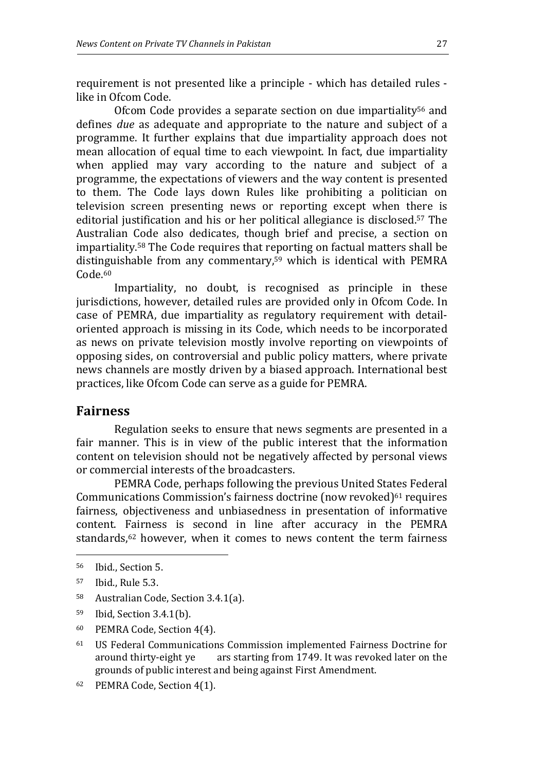requirement is not presented like a principle - which has detailed rules - like in Ofcom Code.

Ofcom Code provides a separate section on due impartiality[56] and defines *due* as adequate and appropriate to the nature and subject of a programme. It further explains that due impartiality approach does not mean allocation of equal time to each viewpoint. In fact, due impartiality when applied may vary according to the nature and subject of a programme, the expectations of viewers and the way content is presented to them. The Code lays down Rules like prohibiting a politician on television screen presenting news or reporting except when there is editorial justification and his or her political allegiance is disclosed.[57] The Australian Code also dedicates, though brief and precise, a section on impartiality.[58] The Code requires that reporting on factual matters shall be distinguishable from any commentary,[59] which is identical with PEMRA Code.[60]

Impartiality, no doubt, is recognised as principle in these jurisdictions, however, detailed rules are provided only in Ofcom Code. In case of PEMRA, due impartiality as regulatory requirement with detail-oriented approach is missing in its Code, which needs to be incorporated as news on private television mostly involve reporting on viewpoints of opposing sides, on controversial and public policy matters, where private news channels are mostly driven by a biased approach. International best practices, like Ofcom Code can serve as a guide for PEMRA.

## Fairness

Regulation seeks to ensure that news segments are presented in a fair manner. This is in view of the public interest that the information content on television should not be negatively affected by personal views or commercial interests of the broadcasters.

PEMRA Code, perhaps following the previous United States Federal Communications Commission's fairness doctrine (now revoked)[61] requires fairness, objectiveness and unbiasedness in presentation of informative content. Fairness is second in line after accuracy in the PEMRA standards,[62] however, when it comes to news content the term fairness

---

[56] Ibid., Section 5.

[57] Ibid., Rule 5.3.

[58] Australian Code, Section 3.4.1(a).

[59] Ibid, Section 3.4.1(b).

[60] PEMRA Code, Section 4(4).

[61] US Federal Communications Commission implemented Fairness Doctrine for around thirty-eight years starting from 1749. It was revoked later on the grounds of public interest and being against First Amendment.

[62] PEMRA Code, Section 4(1).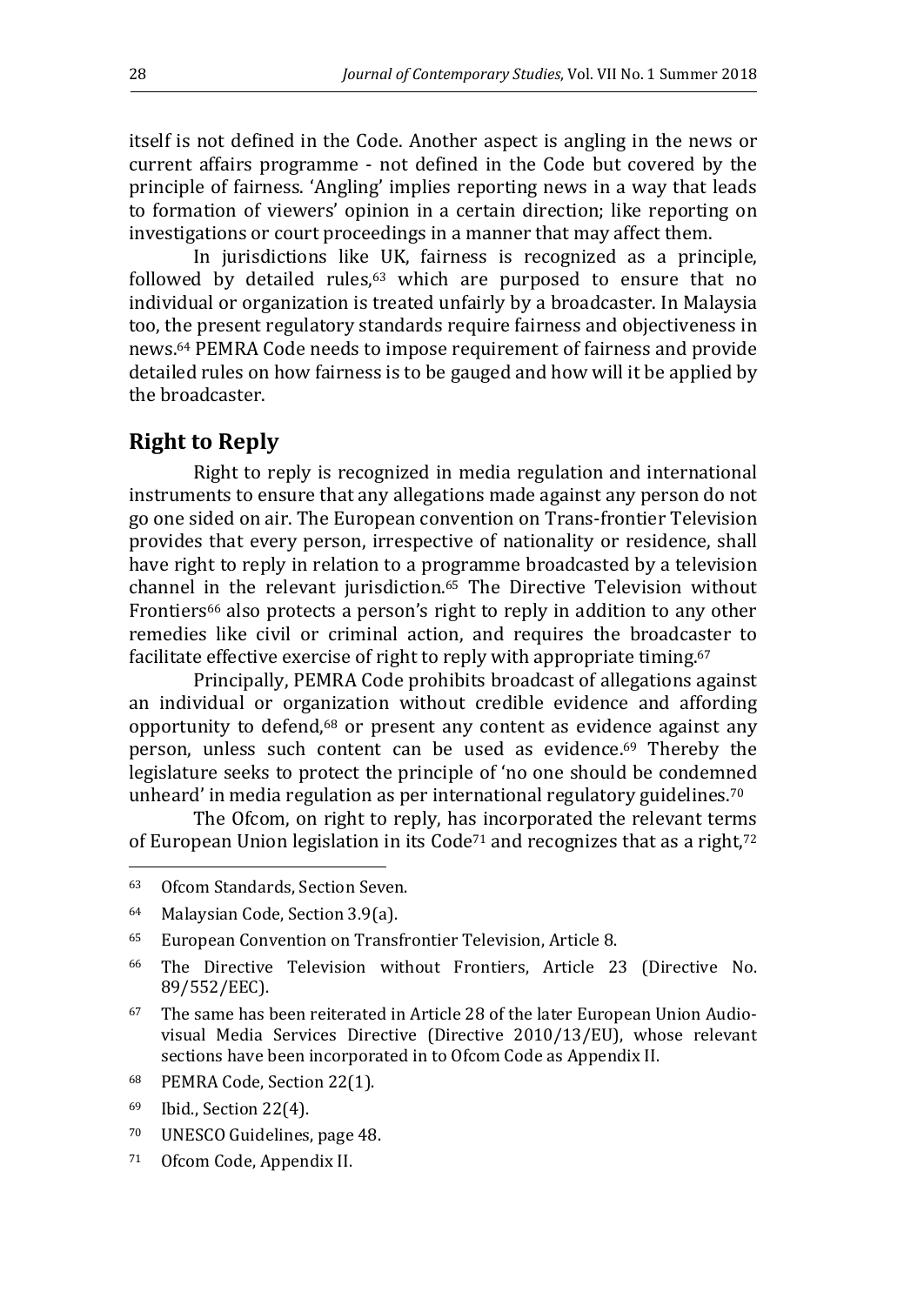itself is not defined in the Code. Another aspect is angling in the news or current affairs programme - not defined in the Code but covered by the principle of fairness. 'Angling' implies reporting news in a way that leads to formation of viewers' opinion in a certain direction; like reporting on investigations or court proceedings in a manner that may affect them.

In jurisdictions like UK, fairness is recognized as a principle, followed by detailed rules,[63] which are purposed to ensure that no individual or organization is treated unfairly by a broadcaster. In Malaysia too, the present regulatory standards require fairness and objectiveness in news.[64] PEMRA Code needs to impose requirement of fairness and provide detailed rules on how fairness is to be gauged and how will it be applied by the broadcaster.

## Right to Reply

Right to reply is recognized in media regulation and international instruments to ensure that any allegations made against any person do not go one sided on air. The European convention on Trans-frontier Television provides that every person, irrespective of nationality or residence, shall have right to reply in relation to a programme broadcasted by a television channel in the relevant jurisdiction.[65] The Directive Television without Frontiers[66] also protects a person's right to reply in addition to any other remedies like civil or criminal action, and requires the broadcaster to facilitate effective exercise of right to reply with appropriate timing.[67]

Principally, PEMRA Code prohibits broadcast of allegations against an individual or organization without credible evidence and affording opportunity to defend,[68] or present any content as evidence against any person, unless such content can be used as evidence.[69] Thereby the legislature seeks to protect the principle of 'no one should be condemned unheard' in media regulation as per international regulatory guidelines.[70]

The Ofcom, on right to reply, has incorporated the relevant terms of European Union legislation in its Code[71] and recognizes that as a right,[72]

---

[63] Ofcom Standards, Section Seven.

[64] Malaysian Code, Section 3.9(a).

[65] European Convention on Transfrontier Television, Article 8.

[66] The Directive Television without Frontiers, Article 23 (Directive No. 89/552/EEC).

[67] The same has been reiterated in Article 28 of the later European Union Audio-visual Media Services Directive (Directive 2010/13/EU), whose relevant sections have been incorporated in to Ofcom Code as Appendix II.

[68] PEMRA Code, Section 22(1).

[69] Ibid., Section 22(4).

[70] UNESCO Guidelines, page 48.

[71] Ofcom Code, Appendix II.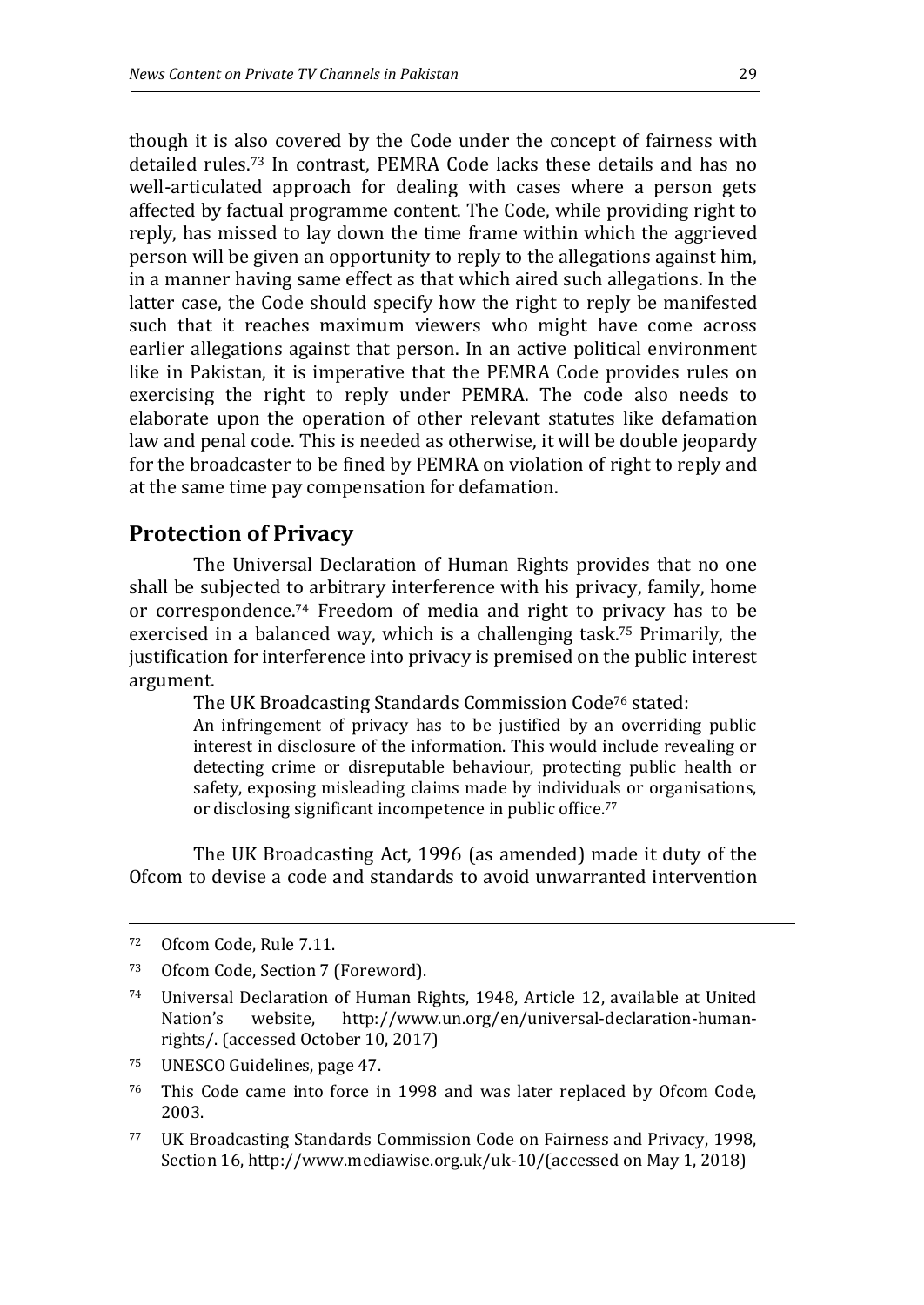though it is also covered by the Code under the concept of fairness with detailed rules.[73] In contrast, PEMRA Code lacks these details and has no well-articulated approach for dealing with cases where a person gets affected by factual programme content. The Code, while providing right to reply, has missed to lay down the time frame within which the aggrieved person will be given an opportunity to reply to the allegations against him, in a manner having same effect as that which aired such allegations. In the latter case, the Code should specify how the right to reply be manifested such that it reaches maximum viewers who might have come across earlier allegations against that person. In an active political environment like in Pakistan, it is imperative that the PEMRA Code provides rules on exercising the right to reply under PEMRA. The code also needs to elaborate upon the operation of other relevant statutes like defamation law and penal code. This is needed as otherwise, it will be double jeopardy for the broadcaster to be fined by PEMRA on violation of right to reply and at the same time pay compensation for defamation.

## Protection of Privacy

The Universal Declaration of Human Rights provides that no one shall be subjected to arbitrary interference with his privacy, family, home or correspondence.[74] Freedom of media and right to privacy has to be exercised in a balanced way, which is a challenging task.[75] Primarily, the justification for interference into privacy is premised on the public interest argument.

The UK Broadcasting Standards Commission Code[76] stated:

> An infringement of privacy has to be justified by an overriding public interest in disclosure of the information. This would include revealing or detecting crime or disreputable behaviour, protecting public health or safety, exposing misleading claims made by individuals or organisations, or disclosing significant incompetence in public office.[77]

The UK Broadcasting Act, 1996 (as amended) made it duty of the Ofcom to devise a code and standards to avoid unwarranted intervention

---

[72] Ofcom Code, Rule 7.11.

[73] Ofcom Code, Section 7 (Foreword).

[74] Universal Declaration of Human Rights, 1948, Article 12, available at United Nation's website, http://www.un.org/en/universal-declaration-human-rights/. (accessed October 10, 2017)

[75] UNESCO Guidelines, page 47.

[76] This Code came into force in 1998 and was later replaced by Ofcom Code, 2003.

[77] UK Broadcasting Standards Commission Code on Fairness and Privacy, 1998, Section 16, http://www.mediawise.org.uk/uk-10/(accessed on May 1, 2018)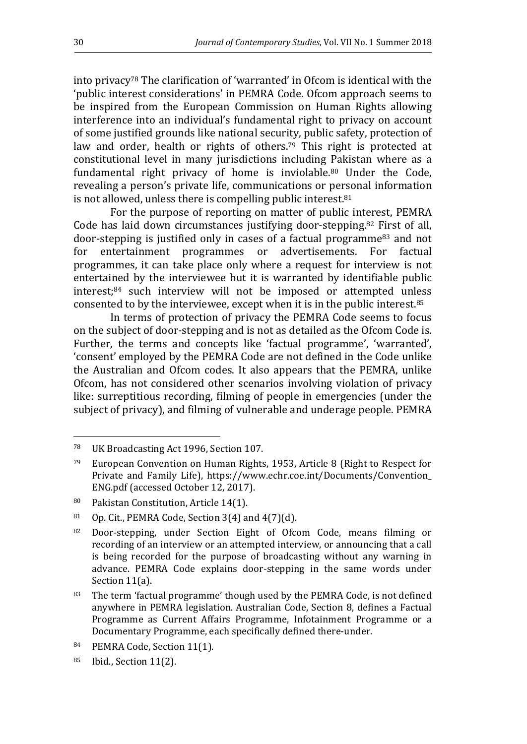into privacy[78] The clarification of 'warranted' in Ofcom is identical with the 'public interest considerations' in PEMRA Code. Ofcom approach seems to be inspired from the European Commission on Human Rights allowing interference into an individual's fundamental right to privacy on account of some justified grounds like national security, public safety, protection of law and order, health or rights of others.[79] This right is protected at constitutional level in many jurisdictions including Pakistan where as a fundamental right privacy of home is inviolable.[80] Under the Code, revealing a person's private life, communications or personal information is not allowed, unless there is compelling public interest.[81]

For the purpose of reporting on matter of public interest, PEMRA Code has laid down circumstances justifying door-stepping.[82] First of all, door-stepping is justified only in cases of a factual programme[83] and not for entertainment programmes or advertisements. For factual programmes, it can take place only where a request for interview is not entertained by the interviewee but it is warranted by identifiable public interest;[84] such interview will not be imposed or attempted unless consented to by the interviewee, except when it is in the public interest.[85]

In terms of protection of privacy the PEMRA Code seems to focus on the subject of door-stepping and is not as detailed as the Ofcom Code is. Further, the terms and concepts like 'factual programme', 'warranted', 'consent' employed by the PEMRA Code are not defined in the Code unlike the Australian and Ofcom codes. It also appears that the PEMRA, unlike Ofcom, has not considered other scenarios involving violation of privacy like: surreptitious recording, filming of people in emergencies (under the subject of privacy), and filming of vulnerable and underage people. PEMRA

---

[78] UK Broadcasting Act 1996, Section 107.

[79] European Convention on Human Rights, 1953, Article 8 (Right to Respect for Private and Family Life), https://www.echr.coe.int/Documents/Convention_ENG.pdf (accessed October 12, 2017).

[80] Pakistan Constitution, Article 14(1).

[81] Op. Cit., PEMRA Code, Section 3(4) and 4(7)(d).

[82] Door-stepping, under Section Eight of Ofcom Code, means filming or recording of an interview or an attempted interview, or announcing that a call is being recorded for the purpose of broadcasting without any warning in advance. PEMRA Code explains door-stepping in the same words under Section 11(a).

[83] The term 'factual programme' though used by the PEMRA Code, is not defined anywhere in PEMRA legislation. Australian Code, Section 8, defines a Factual Programme as Current Affairs Programme, Infotainment Programme or a Documentary Programme, each specifically defined there-under.

[84] PEMRA Code, Section 11(1).

[85] Ibid., Section 11(2).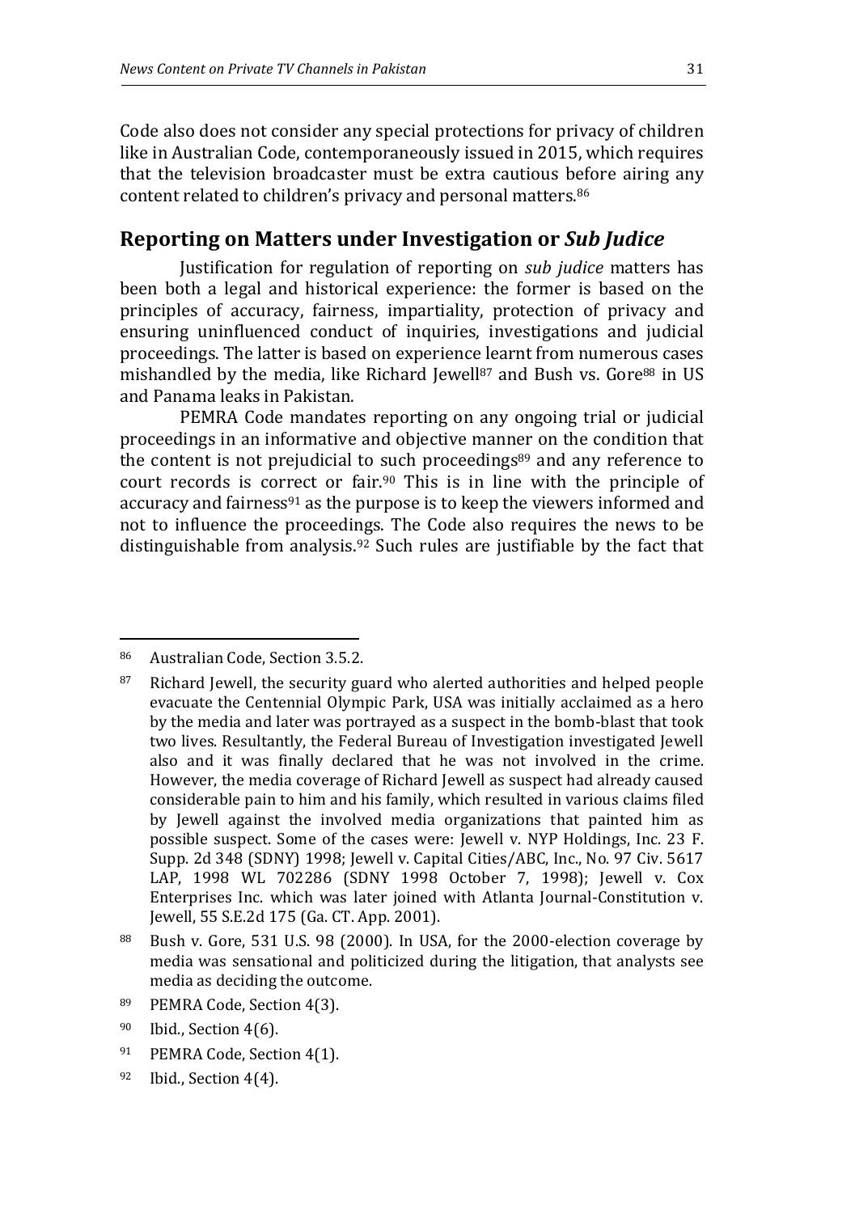Code also does not consider any special protections for privacy of children like in Australian Code, contemporaneously issued in 2015, which requires that the television broadcaster must be extra cautious before airing any content related to children's privacy and personal matters.[86]

## Reporting on Matters under Investigation or *Sub Judice*

Justification for regulation of reporting on *sub judice* matters has been both a legal and historical experience: the former is based on the principles of accuracy, fairness, impartiality, protection of privacy and ensuring uninfluenced conduct of inquiries, investigations and judicial proceedings. The latter is based on experience learnt from numerous cases mishandled by the media, like Richard Jewell[87] and Bush vs. Gore[88] in US and Panama leaks in Pakistan.

PEMRA Code mandates reporting on any ongoing trial or judicial proceedings in an informative and objective manner on the condition that the content is not prejudicial to such proceedings[89] and any reference to court records is correct or fair.[90] This is in line with the principle of accuracy and fairness[91] as the purpose is to keep the viewers informed and not to influence the proceedings. The Code also requires the news to be distinguishable from analysis.[92] Such rules are justifiable by the fact that

---

[86] Australian Code, Section 3.5.2.

[87] Richard Jewell, the security guard who alerted authorities and helped people evacuate the Centennial Olympic Park, USA was initially acclaimed as a hero by the media and later was portrayed as a suspect in the bomb-blast that took two lives. Resultantly, the Federal Bureau of Investigation investigated Jewell also and it was finally declared that he was not involved in the crime. However, the media coverage of Richard Jewell as suspect had already caused considerable pain to him and his family, which resulted in various claims filed by Jewell against the involved media organizations that painted him as possible suspect. Some of the cases were: Jewell v. NYP Holdings, Inc. 23 F. Supp. 2d 348 (SDNY) 1998; Jewell v. Capital Cities/ABC, Inc., No. 97 Civ. 5617 LAP, 1998 WL 702286 (SDNY 1998 October 7, 1998); Jewell v. Cox Enterprises Inc. which was later joined with Atlanta Journal-Constitution v. Jewell, 55 S.E.2d 175 (Ga. CT. App. 2001).

[88] Bush v. Gore, 531 U.S. 98 (2000). In USA, for the 2000-election coverage by media was sensational and politicized during the litigation, that analysts see media as deciding the outcome.

[89] PEMRA Code, Section 4(3).

[90] Ibid., Section 4(6).

[91] PEMRA Code, Section 4(1).

[92] Ibid., Section 4(4).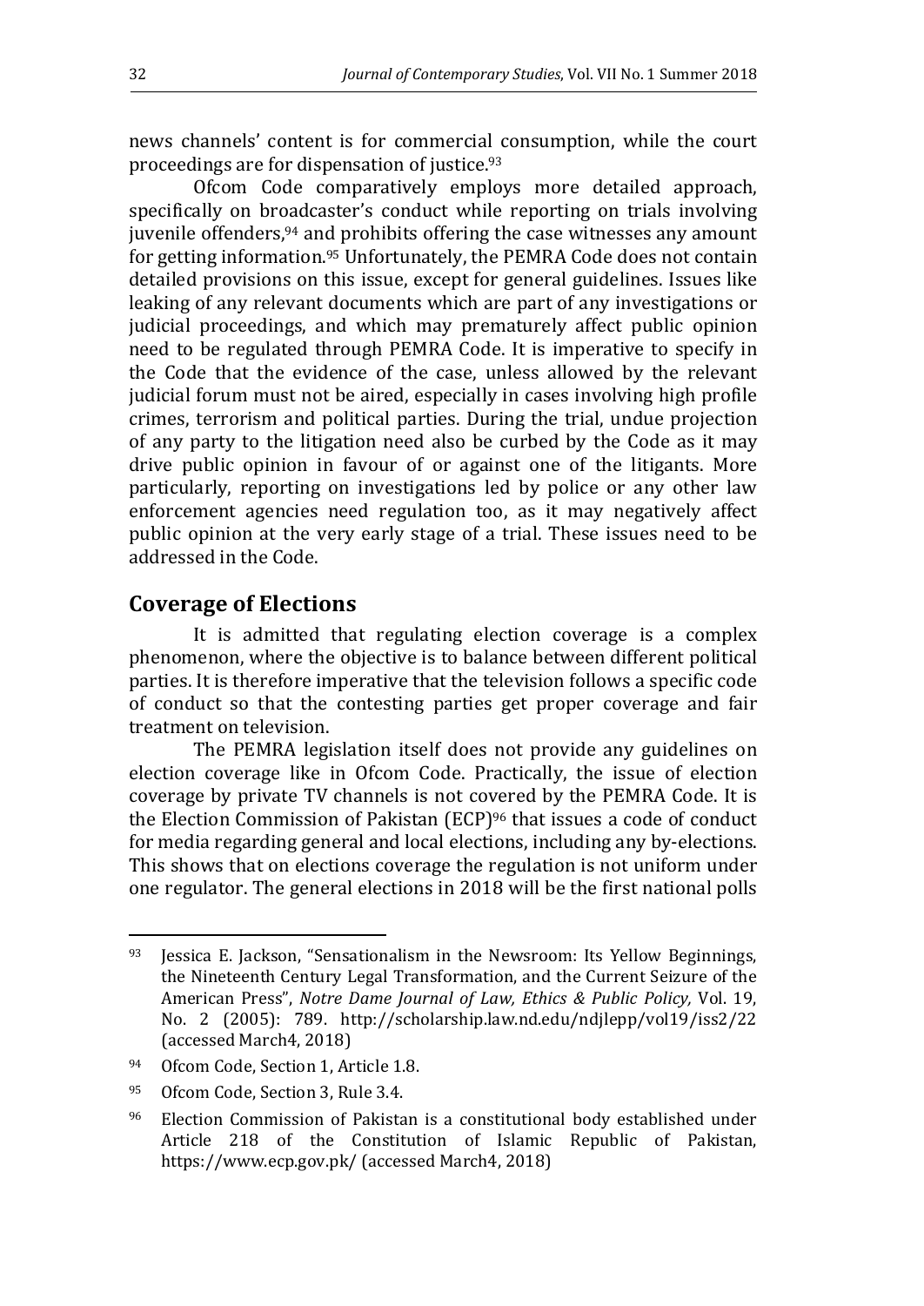news channels' content is for commercial consumption, while the court proceedings are for dispensation of justice.[93]

Ofcom Code comparatively employs more detailed approach, specifically on broadcaster's conduct while reporting on trials involving juvenile offenders,[94] and prohibits offering the case witnesses any amount for getting information.[95] Unfortunately, the PEMRA Code does not contain detailed provisions on this issue, except for general guidelines. Issues like leaking of any relevant documents which are part of any investigations or judicial proceedings, and which may prematurely affect public opinion need to be regulated through PEMRA Code. It is imperative to specify in the Code that the evidence of the case, unless allowed by the relevant judicial forum must not be aired, especially in cases involving high profile crimes, terrorism and political parties. During the trial, undue projection of any party to the litigation need also be curbed by the Code as it may drive public opinion in favour of or against one of the litigants. More particularly, reporting on investigations led by police or any other law enforcement agencies need regulation too, as it may negatively affect public opinion at the very early stage of a trial. These issues need to be addressed in the Code.

## Coverage of Elections

It is admitted that regulating election coverage is a complex phenomenon, where the objective is to balance between different political parties. It is therefore imperative that the television follows a specific code of conduct so that the contesting parties get proper coverage and fair treatment on television.

The PEMRA legislation itself does not provide any guidelines on election coverage like in Ofcom Code. Practically, the issue of election coverage by private TV channels is not covered by the PEMRA Code. It is the Election Commission of Pakistan (ECP)[96] that issues a code of conduct for media regarding general and local elections, including any by-elections. This shows that on elections coverage the regulation is not uniform under one regulator. The general elections in 2018 will be the first national polls

---

[93] Jessica E. Jackson, "Sensationalism in the Newsroom: Its Yellow Beginnings, the Nineteenth Century Legal Transformation, and the Current Seizure of the American Press", *Notre Dame Journal of Law, Ethics & Public Policy,* Vol. 19, No. 2 (2005): 789. http://scholarship.law.nd.edu/ndjlepp/vol19/iss2/22 (accessed March4, 2018)

[94] Ofcom Code, Section 1, Article 1.8.

[95] Ofcom Code, Section 3, Rule 3.4.

[96] Election Commission of Pakistan is a constitutional body established under Article 218 of the Constitution of Islamic Republic of Pakistan, https://www.ecp.gov.pk/ (accessed March4, 2018)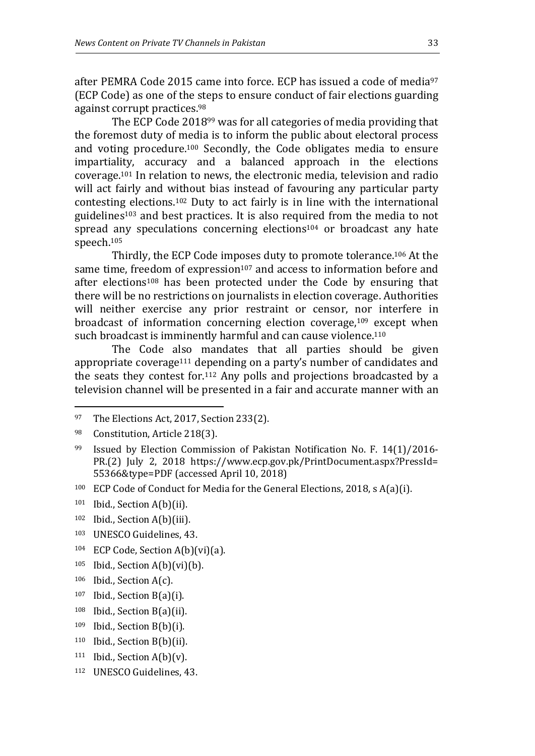after PEMRA Code 2015 came into force. ECP has issued a code of media[97] (ECP Code) as one of the steps to ensure conduct of fair elections guarding against corrupt practices.[98]

The ECP Code 2018[99] was for all categories of media providing that the foremost duty of media is to inform the public about electoral process and voting procedure.[100] Secondly, the Code obligates media to ensure impartiality, accuracy and a balanced approach in the elections coverage.[101] In relation to news, the electronic media, television and radio will act fairly and without bias instead of favouring any particular party contesting elections.[102] Duty to act fairly is in line with the international guidelines[103] and best practices. It is also required from the media to not spread any speculations concerning elections[104] or broadcast any hate speech.[105]

Thirdly, the ECP Code imposes duty to promote tolerance.[106] At the same time, freedom of expression[107] and access to information before and after elections[108] has been protected under the Code by ensuring that there will be no restrictions on journalists in election coverage. Authorities will neither exercise any prior restraint or censor, nor interfere in broadcast of information concerning election coverage,[109] except when such broadcast is imminently harmful and can cause violence.[110]

The Code also mandates that all parties should be given appropriate coverage[111] depending on a party's number of candidates and the seats they contest for.[112] Any polls and projections broadcasted by a television channel will be presented in a fair and accurate manner with an

---

[97] The Elections Act, 2017, Section 233(2).

[98] Constitution, Article 218(3).

[99] Issued by Election Commission of Pakistan Notification No. F. 14(1)/2016-PR.(2) July 2, 2018 https://www.ecp.gov.pk/PrintDocument.aspx?PressId=55366&type=PDF (accessed April 10, 2018)

[100] ECP Code of Conduct for Media for the General Elections, 2018, s A(a)(i).

[101] Ibid., Section A(b)(ii).

[102] Ibid., Section A(b)(iii).

[103] UNESCO Guidelines, 43.

[104] ECP Code, Section A(b)(vi)(a).

[105] Ibid., Section A(b)(vi)(b).

[106] Ibid., Section A(c).

[107] Ibid., Section B(a)(i).

[108] Ibid., Section B(a)(ii).

[109] Ibid., Section B(b)(i).

[110] Ibid., Section B(b)(ii).

[111] Ibid., Section A(b)(v).

[112] UNESCO Guidelines, 43.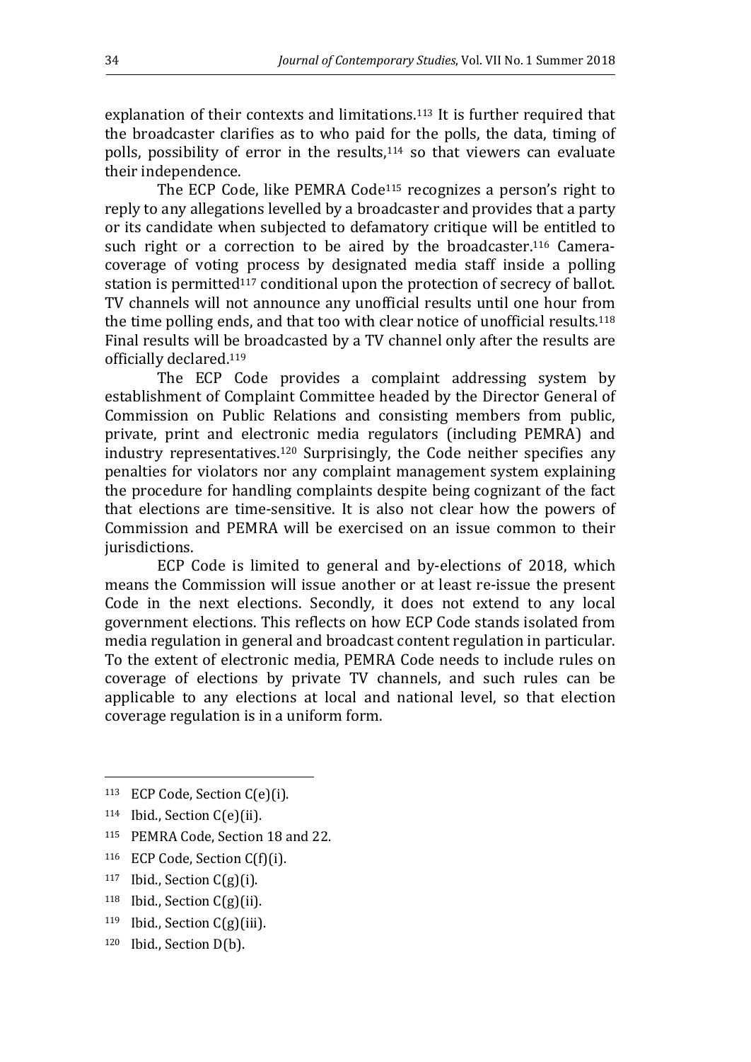explanation of their contexts and limitations.[113] It is further required that the broadcaster clarifies as to who paid for the polls, the data, timing of polls, possibility of error in the results,[114] so that viewers can evaluate their independence.

The ECP Code, like PEMRA Code[115] recognizes a person's right to reply to any allegations levelled by a broadcaster and provides that a party or its candidate when subjected to defamatory critique will be entitled to such right or a correction to be aired by the broadcaster.[116] Camera-coverage of voting process by designated media staff inside a polling station is permitted[117] conditional upon the protection of secrecy of ballot. TV channels will not announce any unofficial results until one hour from the time polling ends, and that too with clear notice of unofficial results.[118] Final results will be broadcasted by a TV channel only after the results are officially declared.[119]

The ECP Code provides a complaint addressing system by establishment of Complaint Committee headed by the Director General of Commission on Public Relations and consisting members from public, private, print and electronic media regulators (including PEMRA) and industry representatives.[120] Surprisingly, the Code neither specifies any penalties for violators nor any complaint management system explaining the procedure for handling complaints despite being cognizant of the fact that elections are time-sensitive. It is also not clear how the powers of Commission and PEMRA will be exercised on an issue common to their jurisdictions.

ECP Code is limited to general and by-elections of 2018, which means the Commission will issue another or at least re-issue the present Code in the next elections. Secondly, it does not extend to any local government elections. This reflects on how ECP Code stands isolated from media regulation in general and broadcast content regulation in particular. To the extent of electronic media, PEMRA Code needs to include rules on coverage of elections by private TV channels, and such rules can be applicable to any elections at local and national level, so that election coverage regulation is in a uniform form.

---

[113] ECP Code, Section C(e)(i).

[114] Ibid., Section C(e)(ii).

[115] PEMRA Code, Section 18 and 22.

[116] ECP Code, Section C(f)(i).

[117] Ibid., Section C(g)(i).

[118] Ibid., Section C(g)(ii).

[119] Ibid., Section C(g)(iii).

[120] Ibid., Section D(b).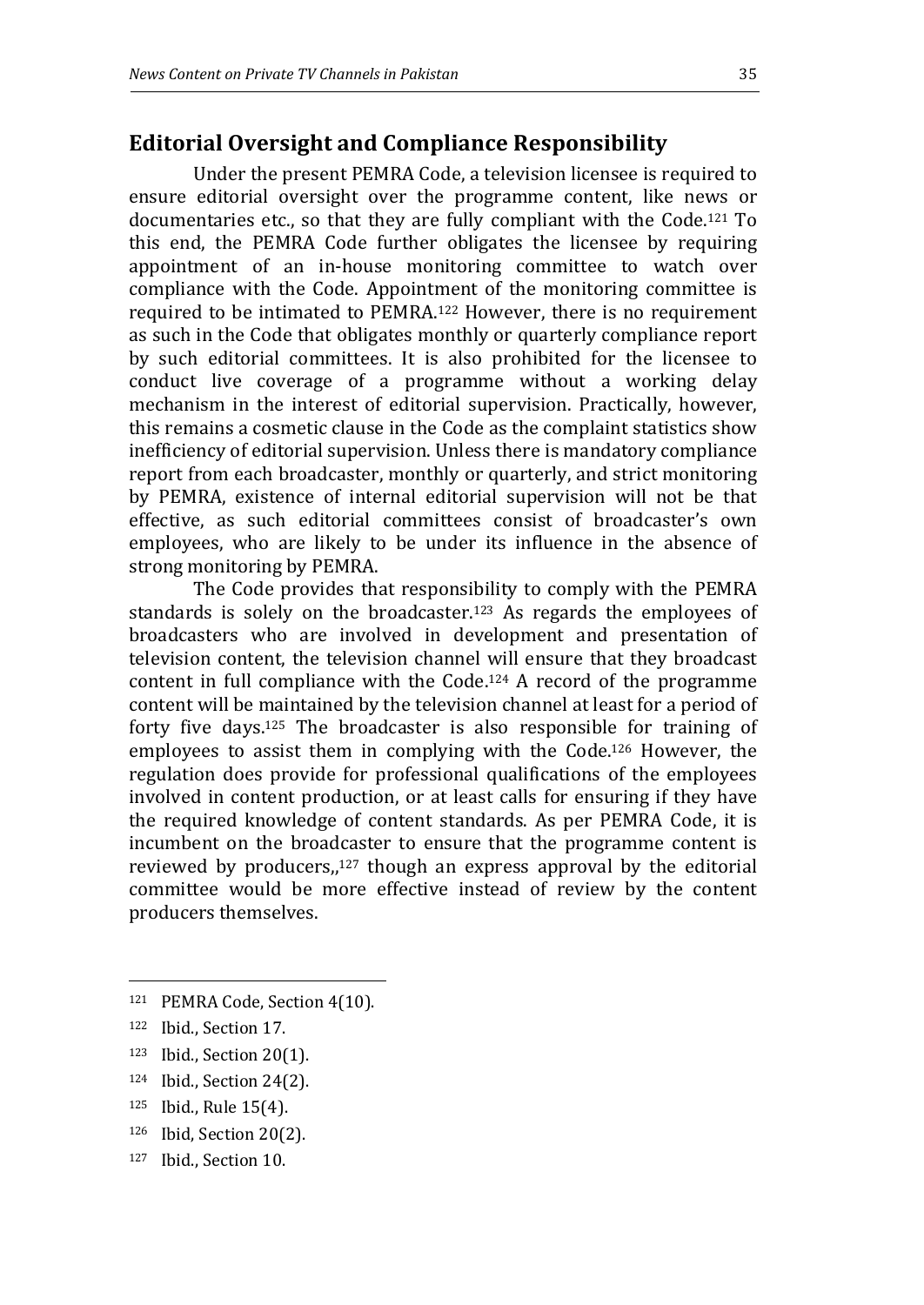## Editorial Oversight and Compliance Responsibility

Under the present PEMRA Code, a television licensee is required to ensure editorial oversight over the programme content, like news or documentaries etc., so that they are fully compliant with the Code.[121] To this end, the PEMRA Code further obligates the licensee by requiring appointment of an in-house monitoring committee to watch over compliance with the Code. Appointment of the monitoring committee is required to be intimated to PEMRA.[122] However, there is no requirement as such in the Code that obligates monthly or quarterly compliance report by such editorial committees. It is also prohibited for the licensee to conduct live coverage of a programme without a working delay mechanism in the interest of editorial supervision. Practically, however, this remains a cosmetic clause in the Code as the complaint statistics show inefficiency of editorial supervision. Unless there is mandatory compliance report from each broadcaster, monthly or quarterly, and strict monitoring by PEMRA, existence of internal editorial supervision will not be that effective, as such editorial committees consist of broadcaster's own employees, who are likely to be under its influence in the absence of strong monitoring by PEMRA.

The Code provides that responsibility to comply with the PEMRA standards is solely on the broadcaster.[123] As regards the employees of broadcasters who are involved in development and presentation of television content, the television channel will ensure that they broadcast content in full compliance with the Code.[124] A record of the programme content will be maintained by the television channel at least for a period of forty five days.[125] The broadcaster is also responsible for training of employees to assist them in complying with the Code.[126] However, the regulation does provide for professional qualifications of the employees involved in content production, or at least calls for ensuring if they have the required knowledge of content standards. As per PEMRA Code, it is incumbent on the broadcaster to ensure that the programme content is reviewed by producers,,[127] though an express approval by the editorial committee would be more effective instead of review by the content producers themselves.

---

[121] PEMRA Code, Section 4(10).

[122] Ibid., Section 17.

[123] Ibid., Section 20(1).

[124] Ibid., Section 24(2).

[125] Ibid., Rule 15(4).

[126] Ibid, Section 20(2).

[127] Ibid., Section 10.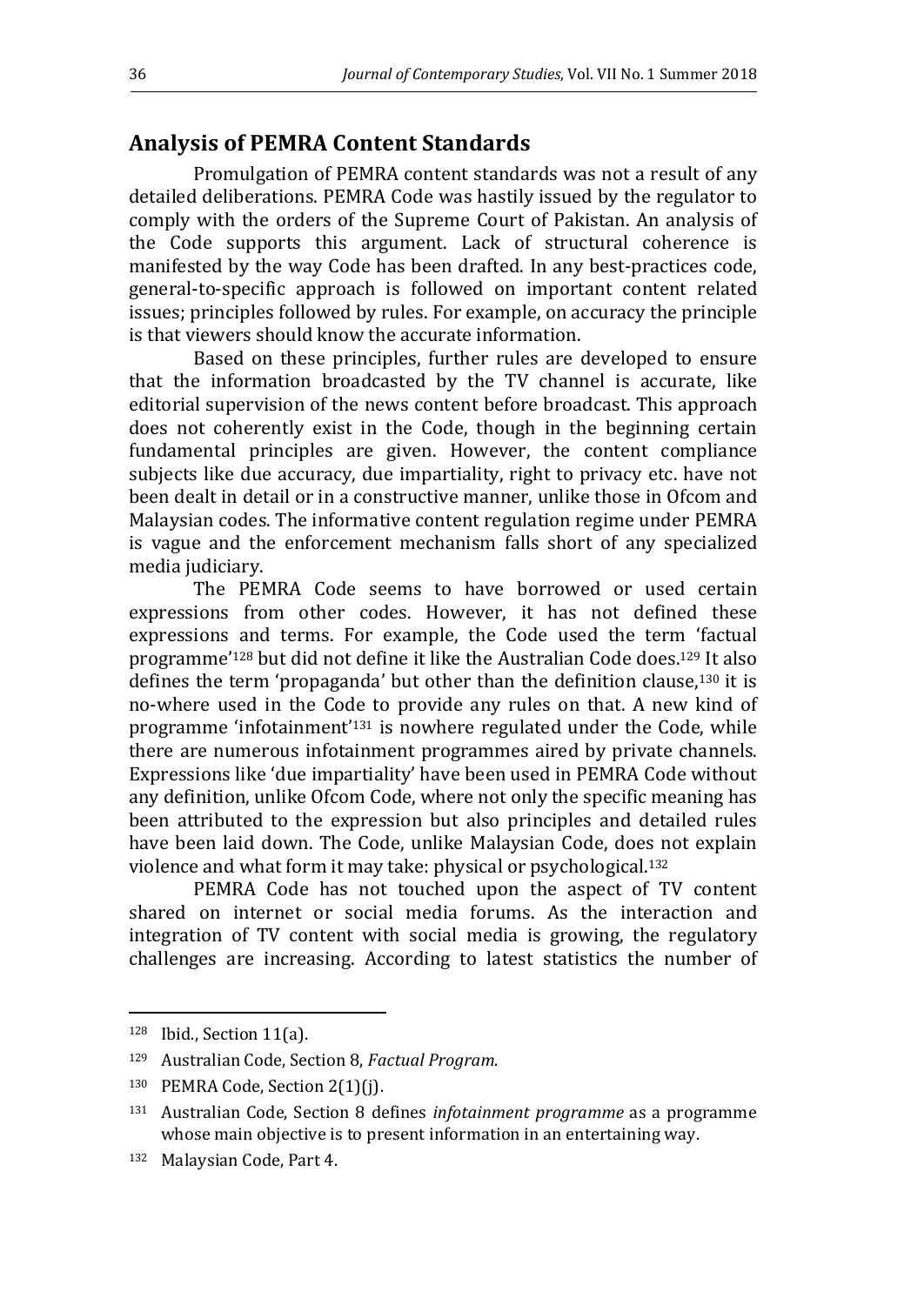## Analysis of PEMRA Content Standards

Promulgation of PEMRA content standards was not a result of any detailed deliberations. PEMRA Code was hastily issued by the regulator to comply with the orders of the Supreme Court of Pakistan. An analysis of the Code supports this argument. Lack of structural coherence is manifested by the way Code has been drafted. In any best-practices code, general-to-specific approach is followed on important content related issues; principles followed by rules. For example, on accuracy the principle is that viewers should know the accurate information.

Based on these principles, further rules are developed to ensure that the information broadcasted by the TV channel is accurate, like editorial supervision of the news content before broadcast. This approach does not coherently exist in the Code, though in the beginning certain fundamental principles are given. However, the content compliance subjects like due accuracy, due impartiality, right to privacy etc. have not been dealt in detail or in a constructive manner, unlike those in Ofcom and Malaysian codes. The informative content regulation regime under PEMRA is vague and the enforcement mechanism falls short of any specialized media judiciary.

The PEMRA Code seems to have borrowed or used certain expressions from other codes. However, it has not defined these expressions and terms. For example, the Code used the term 'factual programme'[128] but did not define it like the Australian Code does.[129] It also defines the term 'propaganda' but other than the definition clause,[130] it is no-where used in the Code to provide any rules on that. A new kind of programme 'infotainment'[131] is nowhere regulated under the Code, while there are numerous infotainment programmes aired by private channels. Expressions like 'due impartiality' have been used in PEMRA Code without any definition, unlike Ofcom Code, where not only the specific meaning has been attributed to the expression but also principles and detailed rules have been laid down. The Code, unlike Malaysian Code, does not explain violence and what form it may take: physical or psychological.[132]

PEMRA Code has not touched upon the aspect of TV content shared on internet or social media forums. As the interaction and integration of TV content with social media is growing, the regulatory challenges are increasing. According to latest statistics the number of

---

[128] Ibid., Section 11(a).

[129] Australian Code, Section 8, *Factual Program*.

[130] PEMRA Code, Section 2(1)(j).

[131] Australian Code, Section 8 defines *infotainment programme* as a programme whose main objective is to present information in an entertaining way.

[132] Malaysian Code, Part 4.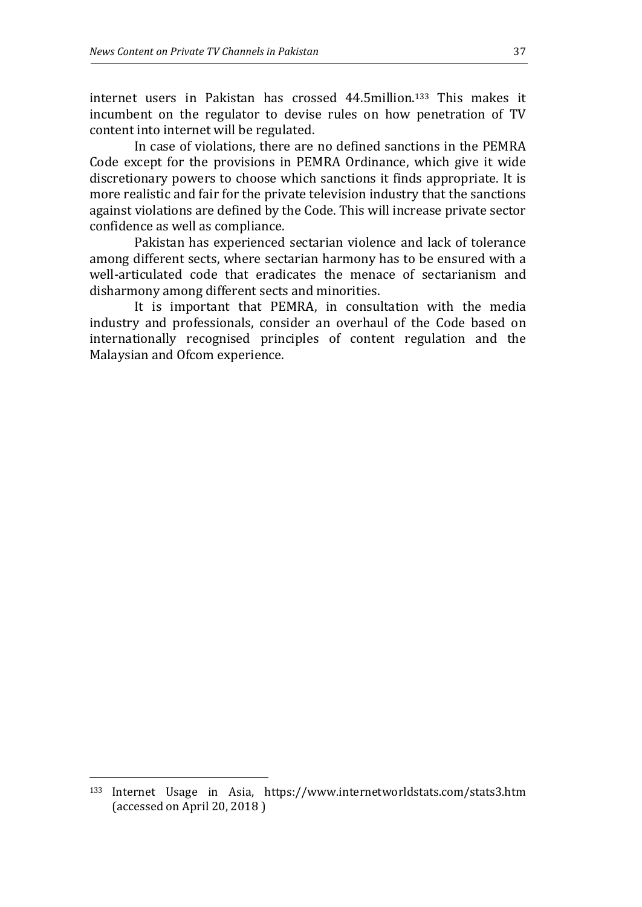internet users in Pakistan has crossed 44.5million.[133] This makes it incumbent on the regulator to devise rules on how penetration of TV content into internet will be regulated.

In case of violations, there are no defined sanctions in the PEMRA Code except for the provisions in PEMRA Ordinance, which give it wide discretionary powers to choose which sanctions it finds appropriate. It is more realistic and fair for the private television industry that the sanctions against violations are defined by the Code. This will increase private sector confidence as well as compliance.

Pakistan has experienced sectarian violence and lack of tolerance among different sects, where sectarian harmony has to be ensured with a well-articulated code that eradicates the menace of sectarianism and disharmony among different sects and minorities.

It is important that PEMRA, in consultation with the media industry and professionals, consider an overhaul of the Code based on internationally recognised principles of content regulation and the Malaysian and Ofcom experience.

---

[133] Internet Usage in Asia, https://www.internetworldstats.com/stats3.htm (accessed on April 20, 2018 )